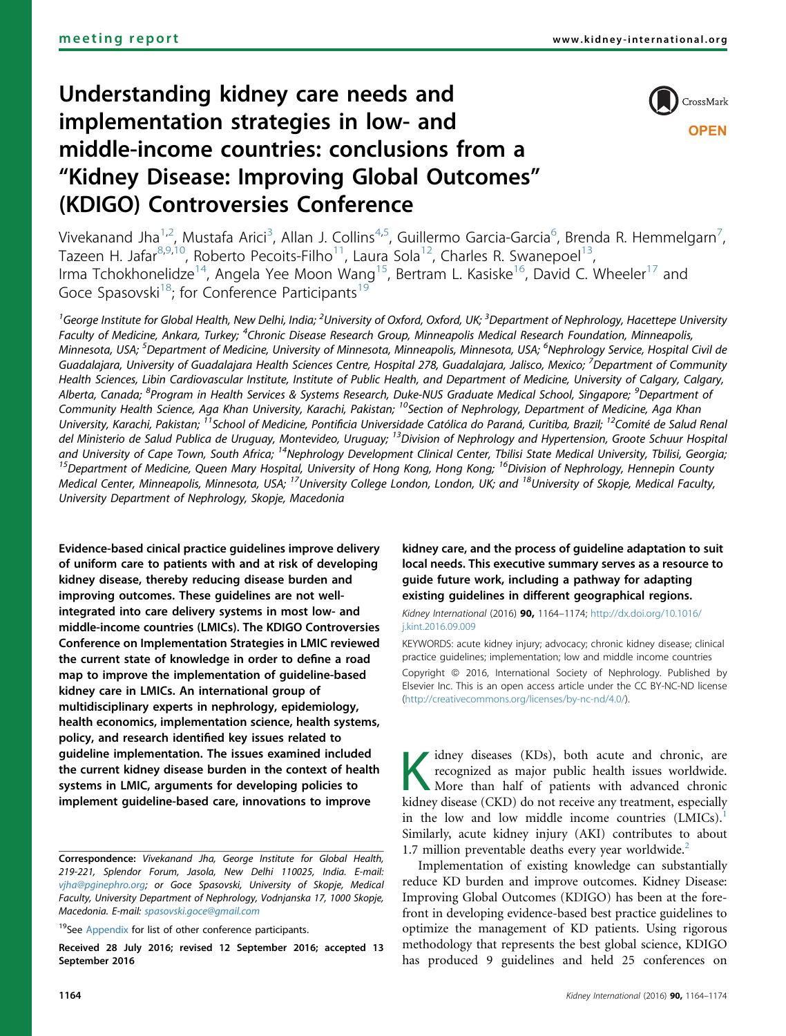meeting report

# Understanding kidney care needs and implementation strategies in low- and middle-income countries: conclusions from a "Kidney Disease: Improving Global Outcomes" (KDIGO) Controversies Conference

Vivekanand Jha[1,2], Mustafa Arici[3], Allan J. Collins[4,5], Guillermo Garcia-Garcia[6], Brenda R. Hemmelgarn[7], Tazeen H. Jafar[8,9,10], Roberto Pecoits-Filho[11], Laura Sola[12], Charles R. Swanepoel[13], Irma Tchokhonelidze[14], Angela Yee Moon Wang[15], Bertram L. Kasiske[16], David C. Wheeler[17] and Goce Spasovski[18]; for Conference Participants[19]

[1]George Institute for Global Health, New Delhi, India; [2]University of Oxford, Oxford, UK; [3]Department of Nephrology, Hacettepe University Faculty of Medicine, Ankara, Turkey; [4]Chronic Disease Research Group, Minneapolis Medical Research Foundation, Minneapolis, Minnesota, USA; [5]Department of Medicine, University of Minnesota, Minneapolis, Minnesota, USA; [6]Nephrology Service, Hospital Civil de Guadalajara, University of Guadalajara Health Sciences Centre, Hospital 278, Guadalajara, Jalisco, Mexico; [7]Department of Community Health Sciences, Libin Cardiovascular Institute, Institute of Public Health, and Department of Medicine, University of Calgary, Calgary, Alberta, Canada; [8]Program in Health Services & Systems Research, Duke-NUS Graduate Medical School, Singapore; [9]Department of Community Health Science, Aga Khan University, Karachi, Pakistan; [10]Section of Nephrology, Department of Medicine, Aga Khan University, Karachi, Pakistan; [11]School of Medicine, Pontifícia Universidade Católica do Paraná, Curitiba, Brazil; [12]Comité de Salud Renal del Ministerio de Salud Publica de Uruguay, Montevideo, Uruguay; [13]Division of Nephrology and Hypertension, Groote Schuur Hospital and University of Cape Town, South Africa; [14]Nephrology Development Clinical Center, Tbilisi State Medical University, Tbilisi, Georgia; [15]Department of Medicine, Queen Mary Hospital, University of Hong Kong, Hong Kong; [16]Division of Nephrology, Hennepin County Medical Center, Minneapolis, Minnesota, USA; [17]University College London, London, UK; and [18]University of Skopje, Medical Faculty, University Department of Nephrology, Skopje, Macedonia

**Evidence-based cinical practice guidelines improve delivery of uniform care to patients with and at risk of developing kidney disease, thereby reducing disease burden and improving outcomes. These guidelines are not well-integrated into care delivery systems in most low- and middle-income countries (LMICs). The KDIGO Controversies Conference on Implementation Strategies in LMIC reviewed the current state of knowledge in order to define a road map to improve the implementation of guideline-based kidney care in LMICs. An international group of multidisciplinary experts in nephrology, epidemiology, health economics, implementation science, health systems, policy, and research identified key issues related to guideline implementation. The issues examined included the current kidney disease burden in the context of health systems in LMIC, arguments for developing policies to implement guideline-based care, innovations to improve kidney care, and the process of guideline adaptation to suit local needs. This executive summary serves as a resource to guide future work, including a pathway for adapting existing guidelines in different geographical regions.**

*Kidney International* (2016) **90,** 1164–1174; http://dx.doi.org/10.1016/j.kint.2016.09.009

KEYWORDS: acute kidney injury; advocacy; chronic kidney disease; clinical practice guidelines; implementation; low and middle income countries

Copyright © 2016, International Society of Nephrology. Published by Elsevier Inc. This is an open access article under the CC BY-NC-ND license (http://creativecommons.org/licenses/by-nc-nd/4.0/).

Correspondence: *Vivekanand Jha, George Institute for Global Health, 219-221, Splendor Forum, Jasola, New Delhi 110025, India. E-mail: vjha@pginephro.org; or Goce Spasovski, University of Skopje, Medical Faculty, University Department of Nephrology, Vodnjanska 17, 1000 Skopje, Macedonia. E-mail: spasovski.goce@gmail.com*

[19]See Appendix for list of other conference participants.

**Received 28 July 2016; revised 12 September 2016; accepted 13 September 2016**

Kidney diseases (KDs), both acute and chronic, are recognized as major public health issues worldwide. More than half of patients with advanced chronic kidney disease (CKD) do not receive any treatment, especially in the low and low middle income countries (LMICs).[1] Similarly, acute kidney injury (AKI) contributes to about 1.7 million preventable deaths every year worldwide.[2]

Implementation of existing knowledge can substantially reduce KD burden and improve outcomes. Kidney Disease: Improving Global Outcomes (KDIGO) has been at the forefront in developing evidence-based best practice guidelines to optimize the management of KD patients. Using rigorous methodology that represents the best global science, KDIGO has produced 9 guidelines and held 25 conferences on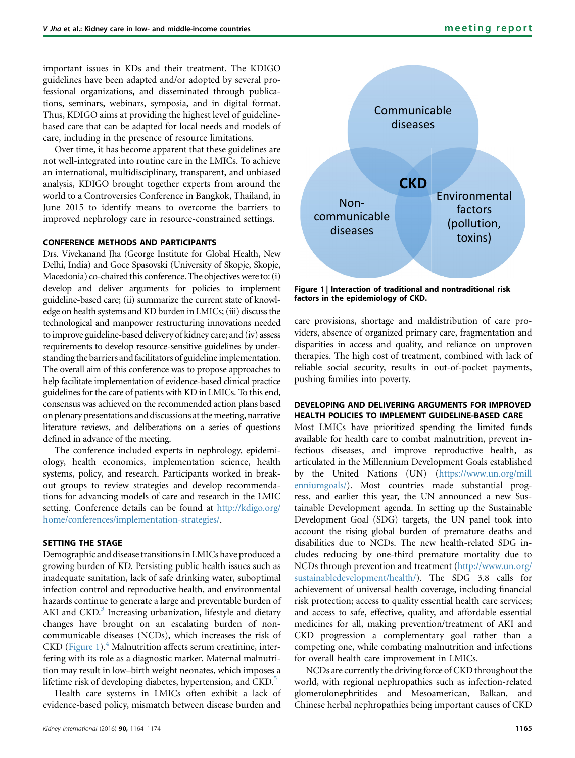important issues in KDs and their treatment. The KDIGO guidelines have been adapted and/or adopted by several professional organizations, and disseminated through publications, seminars, webinars, symposia, and in digital format. Thus, KDIGO aims at providing the highest level of guideline-based care that can be adapted for local needs and models of care, including in the presence of resource limitations.

Over time, it has become apparent that these guidelines are not well-integrated into routine care in the LMICs. To achieve an international, multidisciplinary, transparent, and unbiased analysis, KDIGO brought together experts from around the world to a Controversies Conference in Bangkok, Thailand, in June 2015 to identify means to overcome the barriers to improved nephrology care in resource-constrained settings.

## CONFERENCE METHODS AND PARTICIPANTS

Drs. Vivekanand Jha (George Institute for Global Health, New Delhi, India) and Goce Spasovski (University of Skopje, Skopje, Macedonia) co-chaired this conference. The objectives were to: (i) develop and deliver arguments for policies to implement guideline-based care; (ii) summarize the current state of knowledge on health systems and KD burden in LMICs; (iii) discuss the technological and manpower restructuring innovations needed to improve guideline-based delivery of kidney care; and (iv) assess requirements to develop resource-sensitive guidelines by understanding the barriers and facilitators of guideline implementation. The overall aim of this conference was to propose approaches to help facilitate implementation of evidence-based clinical practice guidelines for the care of patients with KD in LMICs. To this end, consensus was achieved on the recommended action plans based on plenary presentations and discussions at the meeting, narrative literature reviews, and deliberations on a series of questions defined in advance of the meeting.

The conference included experts in nephrology, epidemiology, health economics, implementation science, health systems, policy, and research. Participants worked in breakout groups to review strategies and develop recommendations for advancing models of care and research in the LMIC setting. Conference details can be found at http://kdigo.org/home/conferences/implementation-strategies/.

## SETTING THE STAGE

Demographic and disease transitions in LMICs have produced a growing burden of KD. Persisting public health issues such as inadequate sanitation, lack of safe drinking water, suboptimal infection control and reproductive health, and environmental hazards continue to generate a large and preventable burden of AKI and CKD.[3] Increasing urbanization, lifestyle and dietary changes have brought on an escalating burden of noncommunicable diseases (NCDs), which increases the risk of CKD (Figure 1).[4] Malnutrition affects serum creatinine, interfering with its role as a diagnostic marker. Maternal malnutrition may result in low–birth weight neonates, which imposes a lifetime risk of developing diabetes, hypertension, and CKD.[5]

Health care systems in LMICs often exhibit a lack of evidence-based policy, mismatch between disease burden and care provisions, shortage and maldistribution of care providers, absence of organized primary care, fragmentation and disparities in access and quality, and reliance on unproven therapies. The high cost of treatment, combined with lack of reliable social security, results in out-of-pocket payments, pushing families into poverty.

Communicable diseases

CKD

Non-communicable diseases

Environmental factors (pollution, toxins)

**Figure 1 | Interaction of traditional and nontraditional risk factors in the epidemiology of CKD.**

## DEVELOPING AND DELIVERING ARGUMENTS FOR IMPROVED HEALTH POLICIES TO IMPLEMENT GUIDELINE-BASED CARE

Most LMICs have prioritized spending the limited funds available for health care to combat malnutrition, prevent infectious diseases, and improve reproductive health, as articulated in the Millennium Development Goals established by the United Nations (UN) (https://www.un.org/millenniumgoals/). Most countries made substantial progress, and earlier this year, the UN announced a new Sustainable Development agenda. In setting up the Sustainable Development Goal (SDG) targets, the UN panel took into account the rising global burden of premature deaths and disabilities due to NCDs. The new health-related SDG includes reducing by one-third premature mortality due to NCDs through prevention and treatment (http://www.un.org/sustainabledevelopment/health/). The SDG 3.8 calls for achievement of universal health coverage, including financial risk protection; access to quality essential health care services; and access to safe, effective, quality, and affordable essential medicines for all, making prevention/treatment of AKI and CKD progression a complementary goal rather than a competing one, while combating malnutrition and infections for overall health care improvement in LMICs.

NCDs are currently the driving force of CKD throughout the world, with regional nephropathies such as infection-related glomerulonephritides and Mesoamerican, Balkan, and Chinese herbal nephropathies being important causes of CKD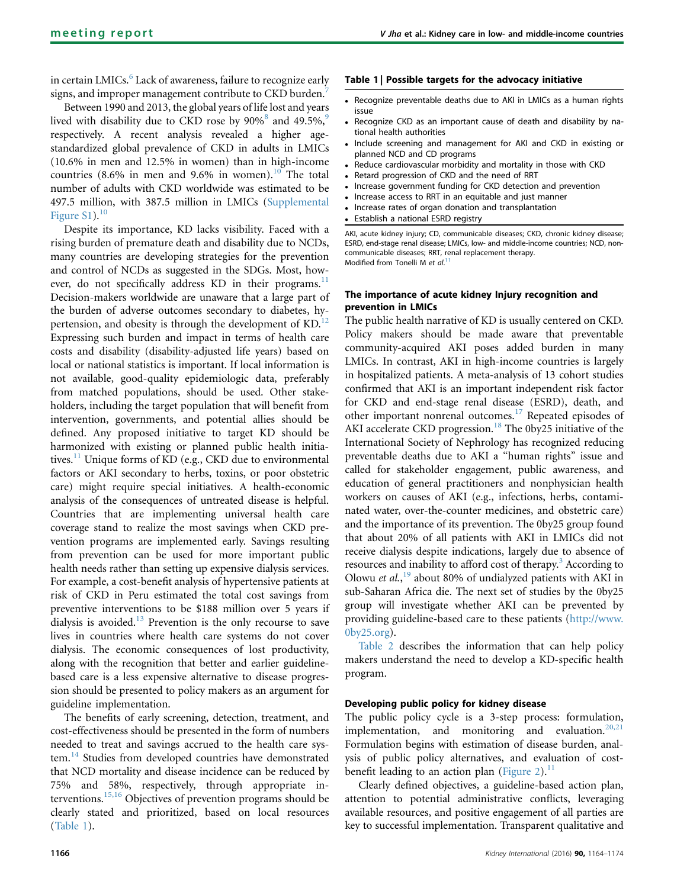in certain LMICs.[6] Lack of awareness, failure to recognize early signs, and improper management contribute to CKD burden.[7]

Between 1990 and 2013, the global years of life lost and years lived with disability due to CKD rose by 90%[8] and 49.5%,[9] respectively. A recent analysis revealed a higher age-standardized global prevalence of CKD in adults in LMICs (10.6% in men and 12.5% in women) than in high-income countries (8.6% in men and 9.6% in women).[10] The total number of adults with CKD worldwide was estimated to be 497.5 million, with 387.5 million in LMICs (Supplemental Figure S1).[10]

Despite its importance, KD lacks visibility. Faced with a rising burden of premature death and disability due to NCDs, many countries are developing strategies for the prevention and control of NCDs as suggested in the SDGs. Most, however, do not specifically address KD in their programs.[11] Decision-makers worldwide are unaware that a large part of the burden of adverse outcomes secondary to diabetes, hypertension, and obesity is through the development of KD.[12] Expressing such burden and impact in terms of health care costs and disability (disability-adjusted life years) based on local or national statistics is important. If local information is not available, good-quality epidemiologic data, preferably from matched populations, should be used. Other stakeholders, including the target population that will benefit from intervention, governments, and potential allies should be defined. Any proposed initiative to target KD should be harmonized with existing or planned public health initiatives.[11] Unique forms of KD (e.g., CKD due to environmental factors or AKI secondary to herbs, toxins, or poor obstetric care) might require special initiatives. A health-economic analysis of the consequences of untreated disease is helpful. Countries that are implementing universal health care coverage stand to realize the most savings when CKD prevention programs are implemented early. Savings resulting from prevention can be used for more important public health needs rather than setting up expensive dialysis services. For example, a cost-benefit analysis of hypertensive patients at risk of CKD in Peru estimated the total cost savings from preventive interventions to be $188 million over 5 years if dialysis is avoided.[13] Prevention is the only recourse to save lives in countries where health care systems do not cover dialysis. The economic consequences of lost productivity, along with the recognition that better and earlier guideline-based care is a less expensive alternative to disease progression should be presented to policy makers as an argument for guideline implementation.

The benefits of early screening, detection, treatment, and cost-effectiveness should be presented in the form of numbers needed to treat and savings accrued to the health care system.[14] Studies from developed countries have demonstrated that NCD mortality and disease incidence can be reduced by 75% and 58%, respectively, through appropriate interventions.[15,16] Objectives of prevention programs should be clearly stated and prioritized, based on local resources (Table 1).

**Table 1 | Possible targets for the advocacy initiative**

- Recognize preventable deaths due to AKI in LMICs as a human rights issue
- Recognize CKD as an important cause of death and disability by national health authorities
- Include screening and management for AKI and CKD in existing or planned NCD and CD programs
- Reduce cardiovascular morbidity and mortality in those with CKD
- Retard progression of CKD and the need of RRT
- Increase government funding for CKD detection and prevention
- Increase access to RRT in an equitable and just manner
- Increase rates of organ donation and transplantation
- Establish a national ESRD registry

AKI, acute kidney injury; CD, communicable diseases; CKD, chronic kidney disease; ESRD, end-stage renal disease; LMICs, low- and middle-income countries; NCD, noncommunicable diseases; RRT, renal replacement therapy.
Modified from Tonelli M *et al.*[11]

### The importance of acute kidney Injury recognition and prevention in LMICs

The public health narrative of KD is usually centered on CKD. Policy makers should be made aware that preventable community-acquired AKI poses added burden in many LMICs. In contrast, AKI in high-income countries is largely in hospitalized patients. A meta-analysis of 13 cohort studies confirmed that AKI is an important independent risk factor for CKD and end-stage renal disease (ESRD), death, and other important nonrenal outcomes.[17] Repeated episodes of AKI accelerate CKD progression.[18] The 0by25 initiative of the International Society of Nephrology has recognized reducing preventable deaths due to AKI a "human rights" issue and called for stakeholder engagement, public awareness, and education of general practitioners and nonphysician health workers on causes of AKI (e.g., infections, herbs, contaminated water, over-the-counter medicines, and obstetric care) and the importance of its prevention. The 0by25 group found that about 20% of all patients with AKI in LMICs did not receive dialysis despite indications, largely due to absence of resources and inability to afford cost of therapy.[3] According to Olowu *et al.*,[19] about 80% of undialyzed patients with AKI in sub-Saharan Africa die. The next set of studies by the 0by25 group will investigate whether AKI can be prevented by providing guideline-based care to these patients (http://www.0by25.org).

Table 2 describes the information that can help policy makers understand the need to develop a KD-specific health program.

### Developing public policy for kidney disease

The public policy cycle is a 3-step process: formulation, implementation, and monitoring and evaluation.[20,21] Formulation begins with estimation of disease burden, analysis of public policy alternatives, and evaluation of cost-benefit leading to an action plan (Figure 2).[11]

Clearly defined objectives, a guideline-based action plan, attention to potential administrative conflicts, leveraging available resources, and positive engagement of all parties are key to successful implementation. Transparent qualitative and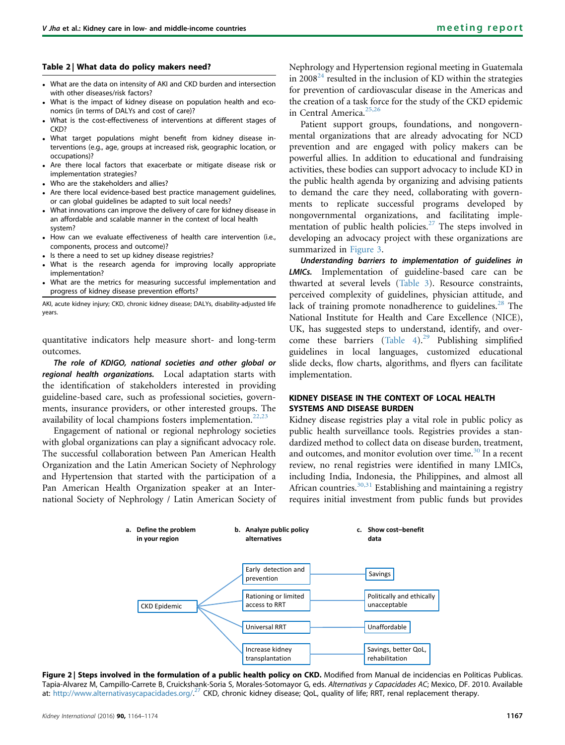**Table 2 | What data do policy makers need?**

- What are the data on intensity of AKI and CKD burden and intersection with other diseases/risk factors?
- What is the impact of kidney disease on population health and economics (in terms of DALYs and cost of care)?
- What is the cost-effectiveness of interventions at different stages of CKD?
- What target populations might benefit from kidney disease interventions (e.g., age, groups at increased risk, geographic location, or occupations)?
- Are there local factors that exacerbate or mitigate disease risk or implementation strategies?
- Who are the stakeholders and allies?
- Are there local evidence-based best practice management guidelines, or can global guidelines be adapted to suit local needs?
- What innovations can improve the delivery of care for kidney disease in an affordable and scalable manner in the context of local health system?
- How can we evaluate effectiveness of health care intervention (i.e., components, process and outcome)?
- Is there a need to set up kidney disease registries?
- What is the research agenda for improving locally appropriate implementation?
- What are the metrics for measuring successful implementation and progress of kidney disease prevention efforts?

AKI, acute kidney injury; CKD, chronic kidney disease; DALYs, disability-adjusted life years.

quantitative indicators help measure short- and long-term outcomes.

***The role of KDIGO, national societies and other global or regional health organizations.*** Local adaptation starts with the identification of stakeholders interested in providing guideline-based care, such as professional societies, governments, insurance providers, or other interested groups. The availability of local champions fosters implementation.[22,23]

Engagement of national or regional nephrology societies with global organizations can play a significant advocacy role. The successful collaboration between Pan American Health Organization and the Latin American Society of Nephrology and Hypertension that started with the participation of a Pan American Health Organization speaker at an International Society of Nephrology / Latin American Society of Nephrology and Hypertension regional meeting in Guatemala in 2008[24] resulted in the inclusion of KD within the strategies for prevention of cardiovascular disease in the Americas and the creation of a task force for the study of the CKD epidemic in Central America.[25,26]

Patient support groups, foundations, and nongovernmental organizations that are already advocating for NCD prevention and are engaged with policy makers can be powerful allies. In addition to educational and fundraising activities, these bodies can support advocacy to include KD in the public health agenda by organizing and advising patients to demand the care they need, collaborating with governments to replicate successful programs developed by nongovernmental organizations, and facilitating implementation of public health policies.[27] The steps involved in developing an advocacy project with these organizations are summarized in Figure 3.

***Understanding barriers to implementation of guidelines in LMICs.*** Implementation of guideline-based care can be thwarted at several levels (Table 3). Resource constraints, perceived complexity of guidelines, physician attitude, and lack of training promote nonadherence to guidelines.[28] The National Institute for Health and Care Excellence (NICE), UK, has suggested steps to understand, identify, and overcome these barriers (Table 4).[29] Publishing simplified guidelines in local languages, customized educational slide decks, flow charts, algorithms, and flyers can facilitate implementation.

## KIDNEY DISEASE IN THE CONTEXT OF LOCAL HEALTH SYSTEMS AND DISEASE BURDEN

Kidney disease registries play a vital role in public policy as public health surveillance tools. Registries provides a standardized method to collect data on disease burden, treatment, and outcomes, and monitor evolution over time.[30] In a recent review, no renal registries were identified in many LMICs, including India, Indonesia, the Philippines, and almost all African countries.[30,31] Establishing and maintaining a registry requires initial investment from public funds but provides

a. Define the problem in your region
b. Analyze public policy alternatives
c. Show cost–benefit data

CKD Epidemic

Early detection and prevention — Savings
Rationing or limited access to RRT — Politically and ethically unacceptable
Universal RRT — Unaffordable
Increase kidney transplantation — Savings, better QoL, rehabilitation

**Figure 2 | Steps involved in the formulation of a public health policy on CKD.** Modified from Manual de incidencias en Politicas Publicas. Tapia-Alvarez M, Campillo-Carrete B, Cruickshank-Soria S, Morales-Sotomayor G, eds. *Alternativas y Capacidades AC*; Mexico, DF. 2010. Available at: http://www.alternativasycapacidades.org/.[27] CKD, chronic kidney disease; QoL, quality of life; RRT, renal replacement therapy.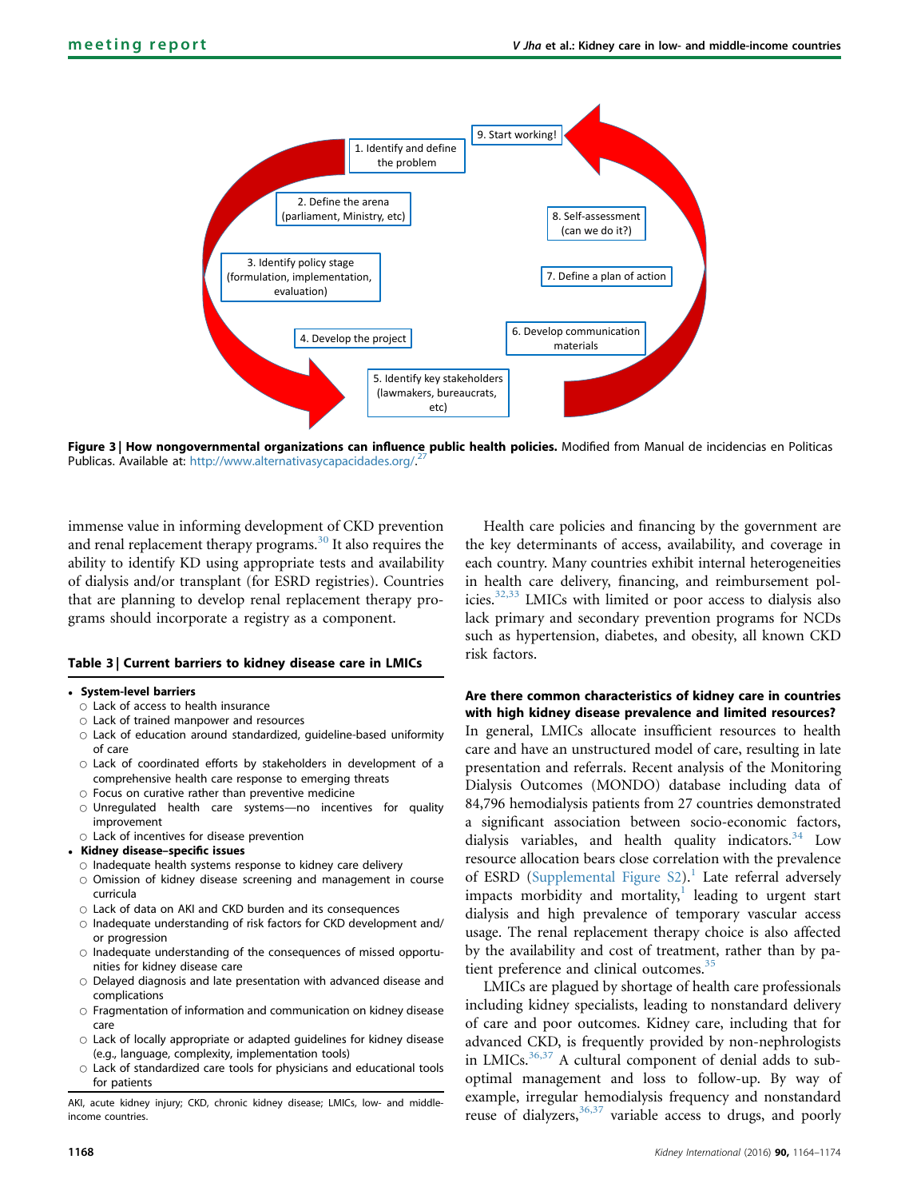1. Identify and define the problem

2. Define the arena (parliament, Ministry, etc)

3. Identify policy stage (formulation, implementation, evaluation)

4. Develop the project

5. Identify key stakeholders (lawmakers, bureaucrats, etc)

6. Develop communication materials

7. Define a plan of action

8. Self-assessment (can we do it?)

9. Start working!

**Figure 3 | How nongovernmental organizations can influence public health policies.** Modified from Manual de incidencias en Politicas Publicas. Available at: http://www.alternativasycapacidades.org/.[27]

immense value in informing development of CKD prevention and renal replacement therapy programs.[30] It also requires the ability to identify KD using appropriate tests and availability of dialysis and/or transplant (for ESRD registries). Countries that are planning to develop renal replacement therapy programs should incorporate a registry as a component.

**Table 3 | Current barriers to kidney disease care in LMICs**

- **System-level barriers**
  - Lack of access to health insurance
  - Lack of trained manpower and resources
  - Lack of education around standardized, guideline-based uniformity of care
  - Lack of coordinated efforts by stakeholders in development of a comprehensive health care response to emerging threats
  - Focus on curative rather than preventive medicine
  - Unregulated health care systems—no incentives for quality improvement
  - Lack of incentives for disease prevention
- **Kidney disease–specific issues**
  - Inadequate health systems response to kidney care delivery
  - Omission of kidney disease screening and management in course curricula
  - Lack of data on AKI and CKD burden and its consequences
  - Inadequate understanding of risk factors for CKD development and/or progression
  - Inadequate understanding of the consequences of missed opportunities for kidney disease care
  - Delayed diagnosis and late presentation with advanced disease and complications
  - Fragmentation of information and communication on kidney disease care
  - Lack of locally appropriate or adapted guidelines for kidney disease (e.g., language, complexity, implementation tools)
  - Lack of standardized care tools for physicians and educational tools for patients

AKI, acute kidney injury; CKD, chronic kidney disease; LMICs, low- and middle-income countries.

Health care policies and financing by the government are the key determinants of access, availability, and coverage in each country. Many countries exhibit internal heterogeneities in health care delivery, financing, and reimbursement policies.[32,33] LMICs with limited or poor access to dialysis also lack primary and secondary prevention programs for NCDs such as hypertension, diabetes, and obesity, all known CKD risk factors.

**Are there common characteristics of kidney care in countries with high kidney disease prevalence and limited resources?**

In general, LMICs allocate insufficient resources to health care and have an unstructured model of care, resulting in late presentation and referrals. Recent analysis of the Monitoring Dialysis Outcomes (MONDO) database including data of 84,796 hemodialysis patients from 27 countries demonstrated a significant association between socio-economic factors, dialysis variables, and health quality indicators.[34] Low resource allocation bears close correlation with the prevalence of ESRD (Supplemental Figure S2).[1] Late referral adversely impacts morbidity and mortality,[1] leading to urgent start dialysis and high prevalence of temporary vascular access usage. The renal replacement therapy choice is also affected by the availability and cost of treatment, rather than by patient preference and clinical outcomes.[35]

LMICs are plagued by shortage of health care professionals including kidney specialists, leading to nonstandard delivery of care and poor outcomes. Kidney care, including that for advanced CKD, is frequently provided by non-nephrologists in LMICs.[36,37] A cultural component of denial adds to suboptimal management and loss to follow-up. By way of example, irregular hemodialysis frequency and nonstandard reuse of dialyzers,[36,37] variable access to drugs, and poorly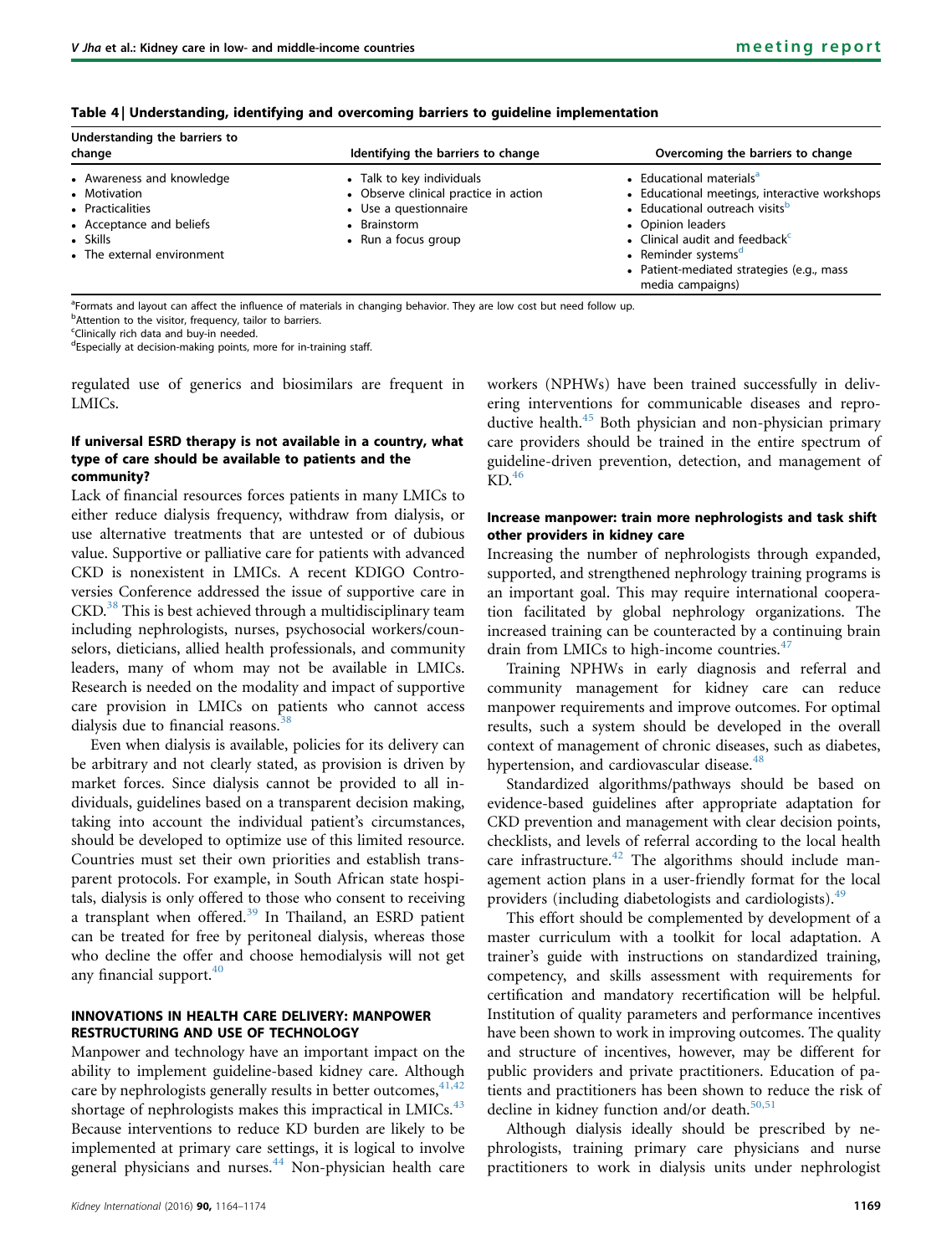**Table 4 | Understanding, identifying and overcoming barriers to guideline implementation**

| Understanding the barriers to change | Identifying the barriers to change | Overcoming the barriers to change |
|---|---|---|
| • Awareness and knowledge<br>• Motivation<br>• Practicalities<br>• Acceptance and beliefs<br>• Skills<br>• The external environment | • Talk to key individuals<br>• Observe clinical practice in action<br>• Use a questionnaire<br>• Brainstorm<br>• Run a focus group | • Educational materials[a]<br>• Educational meetings, interactive workshops<br>• Educational outreach visits[b]<br>• Opinion leaders<br>• Clinical audit and feedback[c]<br>• Reminder systems[d]<br>• Patient-mediated strategies (e.g., mass media campaigns) |

[a]Formats and layout can affect the influence of materials in changing behavior. They are low cost but need follow up.
[b]Attention to the visitor, frequency, tailor to barriers.
[c]Clinically rich data and buy-in needed.
[d]Especially at decision-making points, more for in-training staff.

regulated use of generics and biosimilars are frequent in LMICs.

### If universal ESRD therapy is not available in a country, what type of care should be available to patients and the community?

Lack of financial resources forces patients in many LMICs to either reduce dialysis frequency, withdraw from dialysis, or use alternative treatments that are untested or of dubious value. Supportive or palliative care for patients with advanced CKD is nonexistent in LMICs. A recent KDIGO Controversies Conference addressed the issue of supportive care in CKD.[38] This is best achieved through a multidisciplinary team including nephrologists, nurses, psychosocial workers/counselors, dieticians, allied health professionals, and community leaders, many of whom may not be available in LMICs. Research is needed on the modality and impact of supportive care provision in LMICs on patients who cannot access dialysis due to financial reasons.[38]

Even when dialysis is available, policies for its delivery can be arbitrary and not clearly stated, as provision is driven by market forces. Since dialysis cannot be provided to all individuals, guidelines based on a transparent decision making, taking into account the individual patient's circumstances, should be developed to optimize use of this limited resource. Countries must set their own priorities and establish transparent protocols. For example, in South African state hospitals, dialysis is only offered to those who consent to receiving a transplant when offered.[39] In Thailand, an ESRD patient can be treated for free by peritoneal dialysis, whereas those who decline the offer and choose hemodialysis will not get any financial support.[40]

## INNOVATIONS IN HEALTH CARE DELIVERY: MANPOWER RESTRUCTURING AND USE OF TECHNOLOGY

Manpower and technology have an important impact on the ability to implement guideline-based kidney care. Although care by nephrologists generally results in better outcomes,[41,42] shortage of nephrologists makes this impractical in LMICs.[43] Because interventions to reduce KD burden are likely to be implemented at primary care settings, it is logical to involve general physicians and nurses.[44] Non-physician health care workers (NPHWs) have been trained successfully in delivering interventions for communicable diseases and reproductive health.[45] Both physician and non-physician primary care providers should be trained in the entire spectrum of guideline-driven prevention, detection, and management of KD.[46]

### Increase manpower: train more nephrologists and task shift other providers in kidney care

Increasing the number of nephrologists through expanded, supported, and strengthened nephrology training programs is an important goal. This may require international cooperation facilitated by global nephrology organizations. The increased training can be counteracted by a continuing brain drain from LMICs to high-income countries.[47]

Training NPHWs in early diagnosis and referral and community management for kidney care can reduce manpower requirements and improve outcomes. For optimal results, such a system should be developed in the overall context of management of chronic diseases, such as diabetes, hypertension, and cardiovascular disease.[48]

Standardized algorithms/pathways should be based on evidence-based guidelines after appropriate adaptation for CKD prevention and management with clear decision points, checklists, and levels of referral according to the local health care infrastructure.[42] The algorithms should include management action plans in a user-friendly format for the local providers (including diabetologists and cardiologists).[49]

This effort should be complemented by development of a master curriculum with a toolkit for local adaptation. A trainer's guide with instructions on standardized training, competency, and skills assessment with requirements for certification and mandatory recertification will be helpful. Institution of quality parameters and performance incentives have been shown to work in improving outcomes. The quality and structure of incentives, however, may be different for public providers and private practitioners. Education of patients and practitioners has been shown to reduce the risk of decline in kidney function and/or death.[50,51]

Although dialysis ideally should be prescribed by nephrologists, training primary care physicians and nurse practitioners to work in dialysis units under nephrologist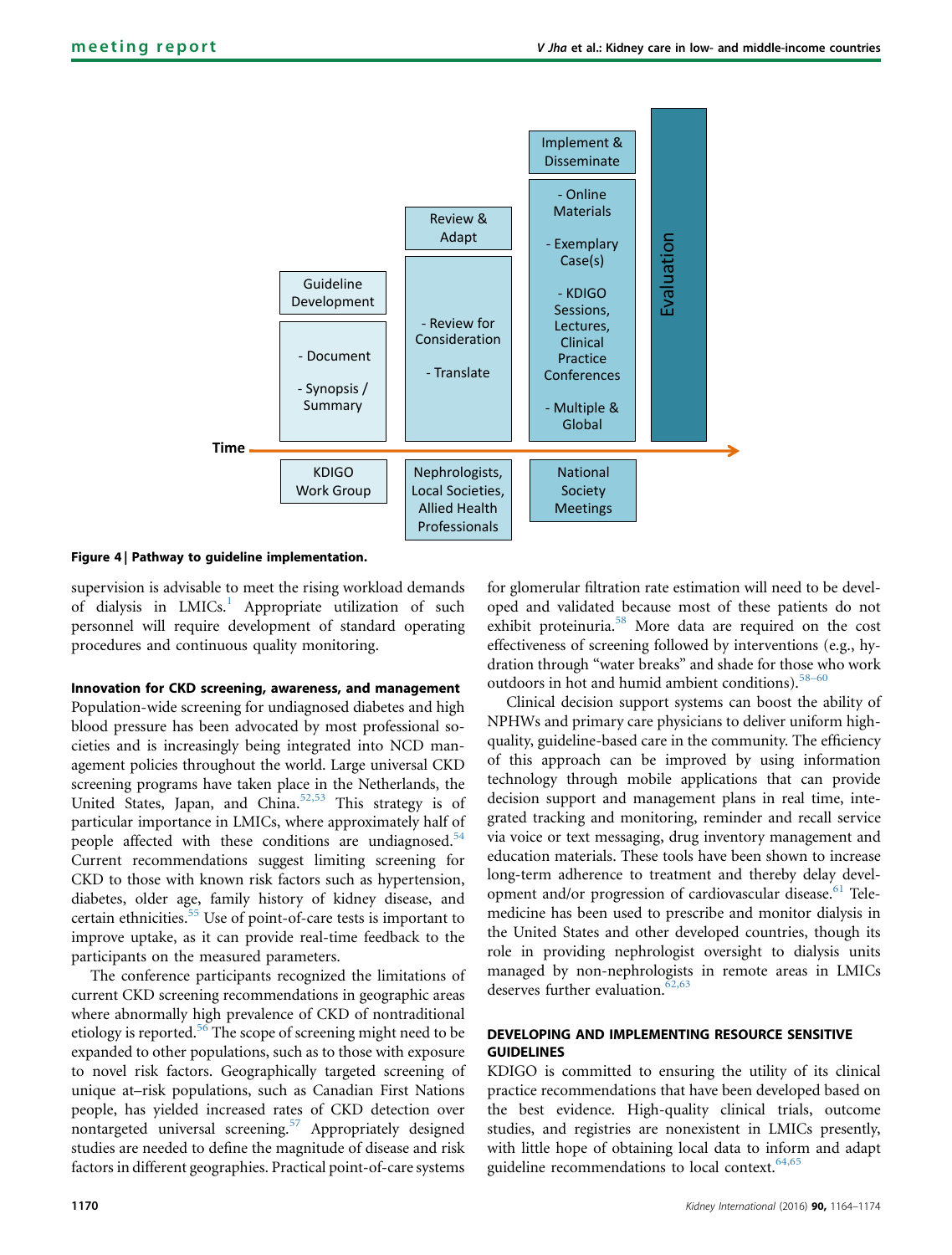| KDIGO Work Group | Nephrologists, Local Societies, Allied Health Professionals | National Society Meetings | |
|---|---|---|---|
| **Guideline Development** | **Review & Adapt** | **Implement & Disseminate** | **Evaluation** |
| - Document<br>- Synopsis / Summary | - Review for Consideration<br>- Translate | - Online Materials<br>- Exemplary Case(s)<br>- KDIGO Sessions, Lectures, Clinical Practice Conferences<br>- Multiple & Global | |

Time →

**Figure 4 | Pathway to guideline implementation.**

supervision is advisable to meet the rising workload demands of dialysis in LMICs.[1] Appropriate utilization of such personnel will require development of standard operating procedures and continuous quality monitoring.

**Innovation for CKD screening, awareness, and management**

Population-wide screening for undiagnosed diabetes and high blood pressure has been advocated by most professional societies and is increasingly being integrated into NCD management policies throughout the world. Large universal CKD screening programs have taken place in the Netherlands, the United States, Japan, and China.[52,53] This strategy is of particular importance in LMICs, where approximately half of people affected with these conditions are undiagnosed.[54] Current recommendations suggest limiting screening for CKD to those with known risk factors such as hypertension, diabetes, older age, family history of kidney disease, and certain ethnicities.[55] Use of point-of-care tests is important to improve uptake, as it can provide real-time feedback to the participants on the measured parameters.

The conference participants recognized the limitations of current CKD screening recommendations in geographic areas where abnormally high prevalence of CKD of nontraditional etiology is reported.[56] The scope of screening might need to be expanded to other populations, such as to those with exposure to novel risk factors. Geographically targeted screening of unique at–risk populations, such as Canadian First Nations people, has yielded increased rates of CKD detection over nontargeted universal screening.[57] Appropriately designed studies are needed to define the magnitude of disease and risk factors in different geographies. Practical point-of-care systems for glomerular filtration rate estimation will need to be developed and validated because most of these patients do not exhibit proteinuria.[58] More data are required on the cost effectiveness of screening followed by interventions (e.g., hydration through "water breaks" and shade for those who work outdoors in hot and humid ambient conditions).[58–60]

Clinical decision support systems can boost the ability of NPHWs and primary care physicians to deliver uniform high-quality, guideline-based care in the community. The efficiency of this approach can be improved by using information technology through mobile applications that can provide decision support and management plans in real time, integrated tracking and monitoring, reminder and recall service via voice or text messaging, drug inventory management and education materials. These tools have been shown to increase long-term adherence to treatment and thereby delay development and/or progression of cardiovascular disease.[61] Telemedicine has been used to prescribe and monitor dialysis in the United States and other developed countries, though its role in providing nephrologist oversight to dialysis units managed by non-nephrologists in remote areas in LMICs deserves further evaluation.[62,63]

## DEVELOPING AND IMPLEMENTING RESOURCE SENSITIVE GUIDELINES

KDIGO is committed to ensuring the utility of its clinical practice recommendations that have been developed based on the best evidence. High-quality clinical trials, outcome studies, and registries are nonexistent in LMICs presently, with little hope of obtaining local data to inform and adapt guideline recommendations to local context.[64,65]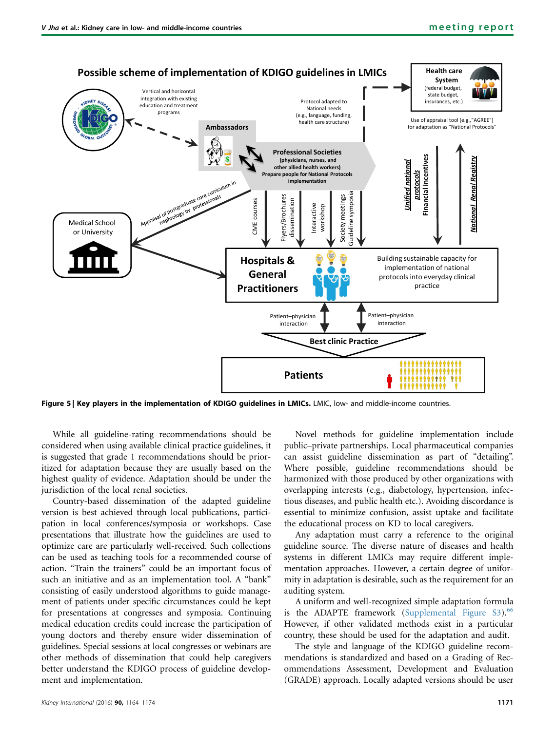Possible scheme of implementation of KDIGO guidelines in LMICs

Vertical and horizontal integration with existing education and treatment programs

Ambassadors

Protocol adapted to National needs (e.g., language, funding, health care structure)

Health care System (federal budget, state budget, insurances, etc.)

Use of appraisal tool (e.g.,"AGREE") for adaptation as "National Protocols"

Professional Societies (physicians, nurses, and other allied health workers) Prepare people for National Protocols implementation

Appraisal of postgraduate core curriculum in nephrology by professionals

Medical School or University

CME courses

Flyers/Brochures dissemination

Interactive workshop

Society meetings

Guideline symposia

Unified national protocols

Financial incentives

National Renal Registry

Hospitals & General Practitioners

Building sustainable capacity for implementation of national protocols into everyday clinical practice

Patient–physician interaction

Patient–physician interaction

Best clinic Practice

Patients

**Figure 5 | Key players in the implementation of KDIGO guidelines in LMICs.** LMIC, low- and middle-income countries.

While all guideline-rating recommendations should be considered when using available clinical practice guidelines, it is suggested that grade 1 recommendations should be prioritized for adaptation because they are usually based on the highest quality of evidence. Adaptation should be under the jurisdiction of the local renal societies.

Country-based dissemination of the adapted guideline version is best achieved through local publications, participation in local conferences/symposia or workshops. Case presentations that illustrate how the guidelines are used to optimize care are particularly well-received. Such collections can be used as teaching tools for a recommended course of action. "Train the trainers" could be an important focus of such an initiative and as an implementation tool. A "bank" consisting of easily understood algorithms to guide management of patients under specific circumstances could be kept for presentations at congresses and symposia. Continuing medical education credits could increase the participation of young doctors and thereby ensure wider dissemination of guidelines. Special sessions at local congresses or webinars are other methods of dissemination that could help caregivers better understand the KDIGO process of guideline development and implementation.

Novel methods for guideline implementation include public–private partnerships. Local pharmaceutical companies can assist guideline dissemination as part of "detailing". Where possible, guideline recommendations should be harmonized with those produced by other organizations with overlapping interests (e.g., diabetology, hypertension, infectious diseases, and public health etc.). Avoiding discordance is essential to minimize confusion, assist uptake and facilitate the educational process on KD to local caregivers.

Any adaptation must carry a reference to the original guideline source. The diverse nature of diseases and health systems in different LMICs may require different implementation approaches. However, a certain degree of uniformity in adaptation is desirable, such as the requirement for an auditing system.

A uniform and well-recognized simple adaptation formula is the ADAPTE framework (Supplemental Figure S3).[66] However, if other validated methods exist in a particular country, these should be used for the adaptation and audit.

The style and language of the KDIGO guideline recommendations is standardized and based on a Grading of Recommendations Assessment, Development and Evaluation (GRADE) approach. Locally adapted versions should be user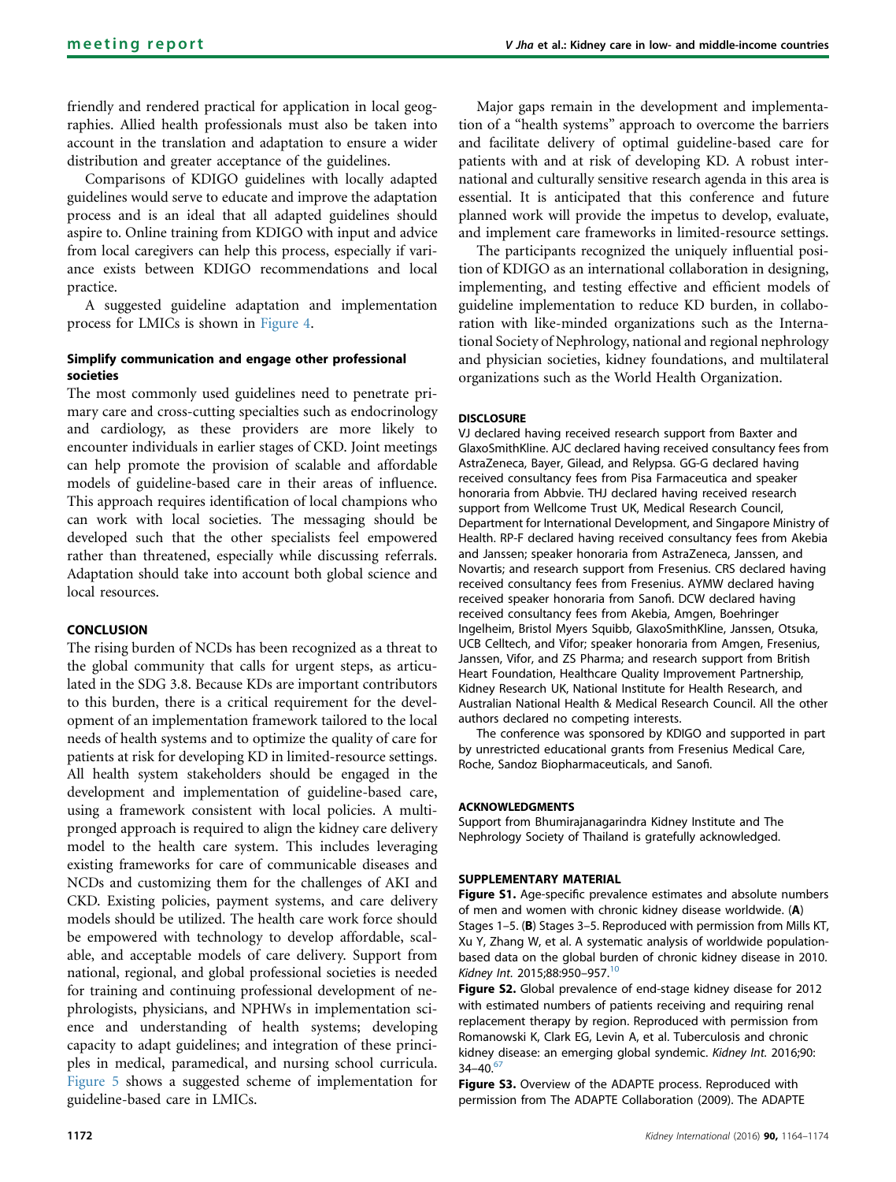friendly and rendered practical for application in local geographies. Allied health professionals must also be taken into account in the translation and adaptation to ensure a wider distribution and greater acceptance of the guidelines.

Comparisons of KDIGO guidelines with locally adapted guidelines would serve to educate and improve the adaptation process and is an ideal that all adapted guidelines should aspire to. Online training from KDIGO with input and advice from local caregivers can help this process, especially if variance exists between KDIGO recommendations and local practice.

A suggested guideline adaptation and implementation process for LMICs is shown in Figure 4.

### Simplify communication and engage other professional societies

The most commonly used guidelines need to penetrate primary care and cross-cutting specialties such as endocrinology and cardiology, as these providers are more likely to encounter individuals in earlier stages of CKD. Joint meetings can help promote the provision of scalable and affordable models of guideline-based care in their areas of influence. This approach requires identification of local champions who can work with local societies. The messaging should be developed such that the other specialists feel empowered rather than threatened, especially while discussing referrals. Adaptation should take into account both global science and local resources.

## CONCLUSION

The rising burden of NCDs has been recognized as a threat to the global community that calls for urgent steps, as articulated in the SDG 3.8. Because KDs are important contributors to this burden, there is a critical requirement for the development of an implementation framework tailored to the local needs of health systems and to optimize the quality of care for patients at risk for developing KD in limited-resource settings. All health system stakeholders should be engaged in the development and implementation of guideline-based care, using a framework consistent with local policies. A multipronged approach is required to align the kidney care delivery model to the health care system. This includes leveraging existing frameworks for care of communicable diseases and NCDs and customizing them for the challenges of AKI and CKD. Existing policies, payment systems, and care delivery models should be utilized. The health care work force should be empowered with technology to develop affordable, scalable, and acceptable models of care delivery. Support from national, regional, and global professional societies is needed for training and continuing professional development of nephrologists, physicians, and NPHWs in implementation science and understanding of health systems; developing capacity to adapt guidelines; and integration of these principles in medical, paramedical, and nursing school curricula. Figure 5 shows a suggested scheme of implementation for guideline-based care in LMICs.

Major gaps remain in the development and implementation of a "health systems" approach to overcome the barriers and facilitate delivery of optimal guideline-based care for patients with and at risk of developing KD. A robust international and culturally sensitive research agenda in this area is essential. It is anticipated that this conference and future planned work will provide the impetus to develop, evaluate, and implement care frameworks in limited-resource settings.

The participants recognized the uniquely influential position of KDIGO as an international collaboration in designing, implementing, and testing effective and efficient models of guideline implementation to reduce KD burden, in collaboration with like-minded organizations such as the International Society of Nephrology, national and regional nephrology and physician societies, kidney foundations, and multilateral organizations such as the World Health Organization.

## DISCLOSURE

VJ declared having received research support from Baxter and GlaxoSmithKline. AJC declared having received consultancy fees from AstraZeneca, Bayer, Gilead, and Relypsa. GG-G declared having received consultancy fees from Pisa Farmaceutica and speaker honoraria from Abbvie. THJ declared having received research support from Wellcome Trust UK, Medical Research Council, Department for International Development, and Singapore Ministry of Health. RP-F declared having received consultancy fees from Akebia and Janssen; speaker honoraria from AstraZeneca, Janssen, and Novartis; and research support from Fresenius. CRS declared having received consultancy fees from Fresenius. AYMW declared having received speaker honoraria from Sanofi. DCW declared having received consultancy fees from Akebia, Amgen, Boehringer Ingelheim, Bristol Myers Squibb, GlaxoSmithKline, Janssen, Otsuka, UCB Celltech, and Vifor; speaker honoraria from Amgen, Fresenius, Janssen, Vifor, and ZS Pharma; and research support from British Heart Foundation, Healthcare Quality Improvement Partnership, Kidney Research UK, National Institute for Health Research, and Australian National Health & Medical Research Council. All the other authors declared no competing interests.

The conference was sponsored by KDIGO and supported in part by unrestricted educational grants from Fresenius Medical Care, Roche, Sandoz Biopharmaceuticals, and Sanofi.

## ACKNOWLEDGMENTS

Support from Bhumirajanagarindra Kidney Institute and The Nephrology Society of Thailand is gratefully acknowledged.

## SUPPLEMENTARY MATERIAL

**Figure S1.** Age-specific prevalence estimates and absolute numbers of men and women with chronic kidney disease worldwide. (**A**) Stages 1–5. (**B**) Stages 3–5. Reproduced with permission from Mills KT, Xu Y, Zhang W, et al. A systematic analysis of worldwide population-based data on the global burden of chronic kidney disease in 2010. *Kidney Int.* 2015;88:950–957.[10]

**Figure S2.** Global prevalence of end-stage kidney disease for 2012 with estimated numbers of patients receiving and requiring renal replacement therapy by region. Reproduced with permission from Romanowski K, Clark EG, Levin A, et al. Tuberculosis and chronic kidney disease: an emerging global syndemic. *Kidney Int.* 2016;90: 34–40.[67]

**Figure S3.** Overview of the ADAPTE process. Reproduced with permission from The ADAPTE Collaboration (2009). The ADAPTE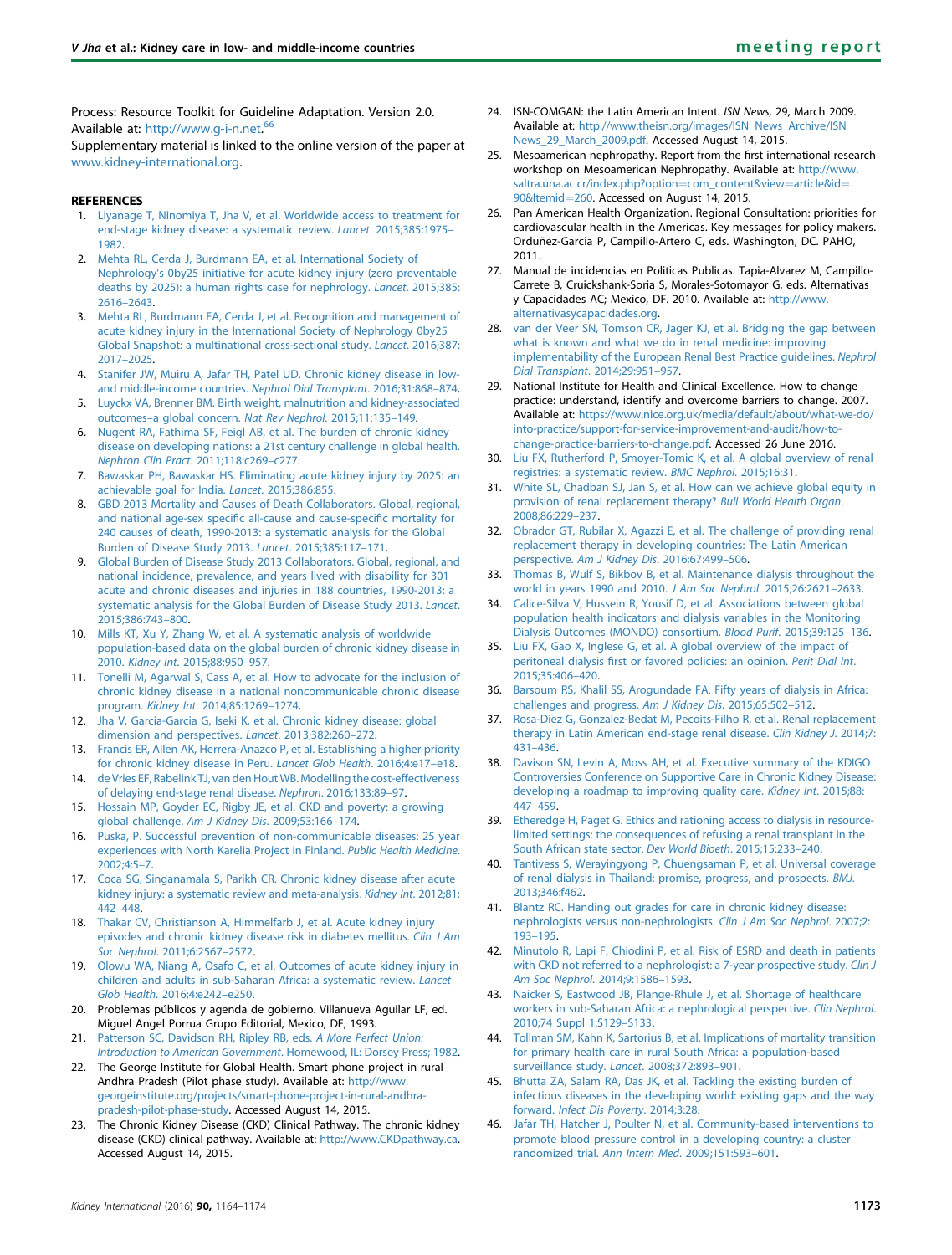Process: Resource Toolkit for Guideline Adaptation. Version 2.0. Available at: http://www.g-i-n.net.[66]

Supplementary material is linked to the online version of the paper at www.kidney-international.org.

## REFERENCES

1. Liyanage T, Ninomiya T, Jha V, et al. Worldwide access to treatment for end-stage kidney disease: a systematic review. *Lancet*. 2015;385:1975–1982.
2. Mehta RL, Cerda J, Burdmann EA, et al. International Society of Nephrology's 0by25 initiative for acute kidney injury (zero preventable deaths by 2025): a human rights case for nephrology. *Lancet*. 2015;385: 2616–2643.
3. Mehta RL, Burdmann EA, Cerda J, et al. Recognition and management of acute kidney injury in the International Society of Nephrology 0by25 Global Snapshot: a multinational cross-sectional study. *Lancet*. 2016;387: 2017–2025.
4. Stanifer JW, Muiru A, Jafar TH, Patel UD. Chronic kidney disease in low- and middle-income countries. *Nephrol Dial Transplant*. 2016;31:868–874.
5. Luyckx VA, Brenner BM. Birth weight, malnutrition and kidney-associated outcomes–a global concern. *Nat Rev Nephrol*. 2015;11:135–149.
6. Nugent RA, Fathima SF, Feigl AB, et al. The burden of chronic kidney disease on developing nations: a 21st century challenge in global health. *Nephron Clin Pract*. 2011;118:c269–c277.
7. Bawaskar PH, Bawaskar HS. Eliminating acute kidney injury by 2025: an achievable goal for India. *Lancet*. 2015;386:855.
8. GBD 2013 Mortality and Causes of Death Collaborators. Global, regional, and national age-sex specific all-cause and cause-specific mortality for 240 causes of death, 1990-2013: a systematic analysis for the Global Burden of Disease Study 2013. *Lancet*. 2015;385:117–171.
9. Global Burden of Disease Study 2013 Collaborators. Global, regional, and national incidence, prevalence, and years lived with disability for 301 acute and chronic diseases and injuries in 188 countries, 1990-2013: a systematic analysis for the Global Burden of Disease Study 2013. *Lancet*. 2015;386:743–800.
10. Mills KT, Xu Y, Zhang W, et al. A systematic analysis of worldwide population-based data on the global burden of chronic kidney disease in 2010. *Kidney Int*. 2015;88:950–957.
11. Tonelli M, Agarwal S, Cass A, et al. How to advocate for the inclusion of chronic kidney disease in a national noncommunicable chronic disease program. *Kidney Int*. 2014;85:1269–1274.
12. Jha V, Garcia-Garcia G, Iseki K, et al. Chronic kidney disease: global dimension and perspectives. *Lancet*. 2013;382:260–272.
13. Francis ER, Allen AK, Herrera-Anazco P, et al. Establishing a higher priority for chronic kidney disease in Peru. *Lancet Glob Health*. 2016;4:e17–e18.
14. de Vries EF, Rabelink TJ, van den Hout WB. Modelling the cost-effectiveness of delaying end-stage renal disease. *Nephron*. 2016;133:89–97.
15. Hossain MP, Goyder EC, Rigby JE, et al. CKD and poverty: a growing global challenge. *Am J Kidney Dis*. 2009;53:166–174.
16. Puska, P. Successful prevention of non-communicable diseases: 25 year experiences with North Karelia Project in Finland. *Public Health Medicine*. 2002;4:5–7.
17. Coca SG, Singanamala S, Parikh CR. Chronic kidney disease after acute kidney injury: a systematic review and meta-analysis. *Kidney Int*. 2012;81: 442–448.
18. Thakar CV, Christianson A, Himmelfarb J, et al. Acute kidney injury episodes and chronic kidney disease risk in diabetes mellitus. *Clin J Am Soc Nephrol*. 2011;6:2567–2572.
19. Olowu WA, Niang A, Osafo C, et al. Outcomes of acute kidney injury in children and adults in sub-Saharan Africa: a systematic review. *Lancet Glob Health*. 2016;4:e242–e250.
20. Problemas públicos y agenda de gobierno. Villanueva Aguilar LF, ed. Miguel Angel Porrua Grupo Editorial, Mexico, DF, 1993.
21. Patterson SC, Davidson RH, Ripley RB, eds. *A More Perfect Union: Introduction to American Government*. Homewood, IL: Dorsey Press; 1982.
22. The George Institute for Global Health. Smart phone project in rural Andhra Pradesh (Pilot phase study). Available at: http://www.georgeinstitute.org/projects/smart-phone-project-in-rural-andhra-pradesh-pilot-phase-study. Accessed August 14, 2015.
23. The Chronic Kidney Disease (CKD) Clinical Pathway. The chronic kidney disease (CKD) clinical pathway. Available at: http://www.CKDpathway.ca. Accessed August 14, 2015.
24. ISN-COMGAN: the Latin American Intent. *ISN News*, 29, March 2009. Available at: http://www.theisn.org/images/ISN_News_Archive/ISN_News_29_March_2009.pdf. Accessed August 14, 2015.
25. Mesoamerican nephropathy. Report from the first international research workshop on Mesoamerican Nephropathy. Available at: http://www.saltra.una.ac.cr/index.php?option=com_content&view=article&id=90&Itemid=260. Accessed on August 14, 2015.
26. Pan American Health Organization. Regional Consultation: priorities for cardiovascular health in the Americas. Key messages for policy makers. Orduñez-Garcia P, Campillo-Artero C, eds. Washington, DC. PAHO, 2011.
27. Manual de incidencias en Politicas Publicas. Tapia-Alvarez M, Campillo-Carrete B, Cruickshank-Soria S, Morales-Sotomayor G, eds. Alternativas y Capacidades AC; Mexico, DF. 2010. Available at: http://www.alternativasycapacidades.org.
28. van der Veer SN, Tomson CR, Jager KJ, et al. Bridging the gap between what is known and what we do in renal medicine: improving implementability of the European Renal Best Practice guidelines. *Nephrol Dial Transplant*. 2014;29:951–957.
29. National Institute for Health and Clinical Excellence. How to change practice: understand, identify and overcome barriers to change. 2007. Available at: https://www.nice.org.uk/media/default/about/what-we-do/into-practice/support-for-service-improvement-and-audit/how-to-change-practice-barriers-to-change.pdf. Accessed 26 June 2016.
30. Liu FX, Rutherford P, Smoyer-Tomic K, et al. A global overview of renal registries: a systematic review. *BMC Nephrol*. 2015;16:31.
31. White SL, Chadban SJ, Jan S, et al. How can we achieve global equity in provision of renal replacement therapy? *Bull World Health Organ*. 2008;86:229–237.
32. Obrador GT, Rubilar X, Agazzi E, et al. The challenge of providing renal replacement therapy in developing countries: The Latin American perspective. *Am J Kidney Dis*. 2016;67:499–506.
33. Thomas B, Wulf S, Bikbov B, et al. Maintenance dialysis throughout the world in years 1990 and 2010. *J Am Soc Nephrol*. 2015;26:2621–2633.
34. Calice-Silva V, Hussein R, Yousif D, et al. Associations between global population health indicators and dialysis variables in the Monitoring Dialysis Outcomes (MONDO) consortium. *Blood Purif*. 2015;39:125–136.
35. Liu FX, Gao X, Inglese G, et al. A global overview of the impact of peritoneal dialysis first or favored policies: an opinion. *Perit Dial Int*. 2015;35:406–420.
36. Barsoum RS, Khalil SS, Arogundade FA. Fifty years of dialysis in Africa: challenges and progress. *Am J Kidney Dis*. 2015;65:502–512.
37. Rosa-Diez G, Gonzalez-Bedat M, Pecoits-Filho R, et al. Renal replacement therapy in Latin American end-stage renal disease. *Clin Kidney J*. 2014;7: 431–436.
38. Davison SN, Levin A, Moss AH, et al. Executive summary of the KDIGO Controversies Conference on Supportive Care in Chronic Kidney Disease: developing a roadmap to improving quality care. *Kidney Int*. 2015;88: 447–459.
39. Etheredge H, Paget G. Ethics and rationing access to dialysis in resource-limited settings: the consequences of refusing a renal transplant in the South African state sector. *Dev World Bioeth*. 2015;15:233–240.
40. Tantivess S, Werayingyong P, Chuengsaman P, et al. Universal coverage of renal dialysis in Thailand: promise, progress, and prospects. *BMJ*. 2013;346:f462.
41. Blantz RC. Handing out grades for care in chronic kidney disease: nephrologists versus non-nephrologists. *Clin J Am Soc Nephrol*. 2007;2: 193–195.
42. Minutolo R, Lapi F, Chiodini P, et al. Risk of ESRD and death in patients with CKD not referred to a nephrologist: a 7-year prospective study. *Clin J Am Soc Nephrol*. 2014;9:1586–1593.
43. Naicker S, Eastwood JB, Plange-Rhule J, et al. Shortage of healthcare workers in sub-Saharan Africa: a nephrological perspective. *Clin Nephrol*. 2010;74 Suppl 1:S129–S133.
44. Tollman SM, Kahn K, Sartorius B, et al. Implications of mortality transition for primary health care in rural South Africa: a population-based surveillance study. *Lancet*. 2008;372:893–901.
45. Bhutta ZA, Salam RA, Das JK, et al. Tackling the existing burden of infectious diseases in the developing world: existing gaps and the way forward. *Infect Dis Poverty*. 2014;3:28.
46. Jafar TH, Hatcher J, Poulter N, et al. Community-based interventions to promote blood pressure control in a developing country: a cluster randomized trial. *Ann Intern Med*. 2009;151:593–601.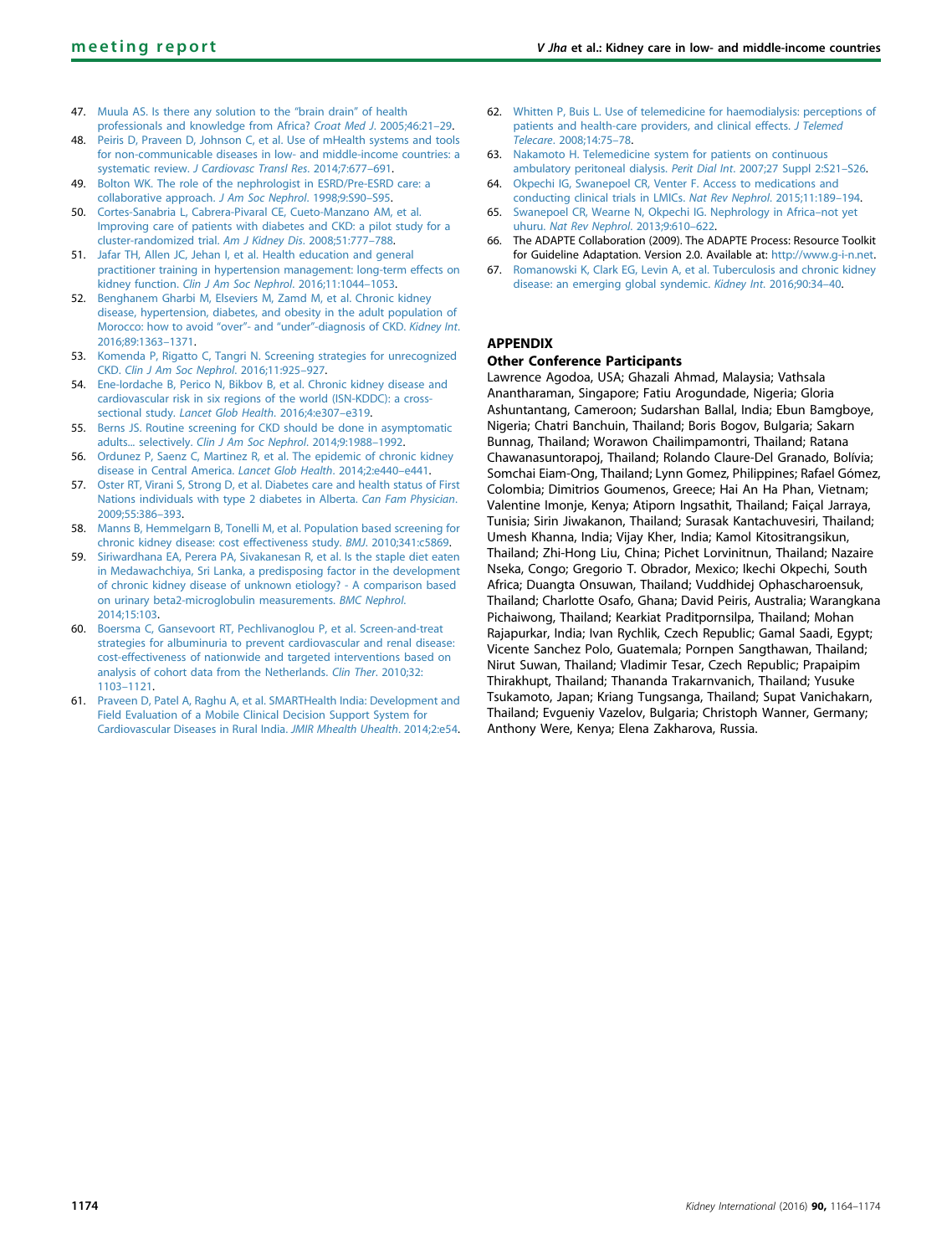47. Muula AS. Is there any solution to the "brain drain" of health professionals and knowledge from Africa? *Croat Med J*. 2005;46:21–29.
48. Peiris D, Praveen D, Johnson C, et al. Use of mHealth systems and tools for non-communicable diseases in low- and middle-income countries: a systematic review. *J Cardiovasc Transl Res*. 2014;7:677–691.
49. Bolton WK. The role of the nephrologist in ESRD/Pre-ESRD care: a collaborative approach. *J Am Soc Nephrol*. 1998;9:S90–S95.
50. Cortes-Sanabria L, Cabrera-Pivaral CE, Cueto-Manzano AM, et al. Improving care of patients with diabetes and CKD: a pilot study for a cluster-randomized trial. *Am J Kidney Dis*. 2008;51:777–788.
51. Jafar TH, Allen JC, Jehan I, et al. Health education and general practitioner training in hypertension management: long-term effects on kidney function. *Clin J Am Soc Nephrol*. 2016;11:1044–1053.
52. Benghanem Gharbi M, Elseviers M, Zamd M, et al. Chronic kidney disease, hypertension, diabetes, and obesity in the adult population of Morocco: how to avoid "over"- and "under"-diagnosis of CKD. *Kidney Int*. 2016;89:1363–1371.
53. Komenda P, Rigatto C, Tangri N. Screening strategies for unrecognized CKD. *Clin J Am Soc Nephrol*. 2016;11:925–927.
54. Ene-Iordache B, Perico N, Bikbov B, et al. Chronic kidney disease and cardiovascular risk in six regions of the world (ISN-KDDC): a cross-sectional study. *Lancet Glob Health*. 2016;4:e307–e319.
55. Berns JS. Routine screening for CKD should be done in asymptomatic adults... selectively. *Clin J Am Soc Nephrol*. 2014;9:1988–1992.
56. Ordunez P, Saenz C, Martinez R, et al. The epidemic of chronic kidney disease in Central America. *Lancet Glob Health*. 2014;2:e440–e441.
57. Oster RT, Virani S, Strong D, et al. Diabetes care and health status of First Nations individuals with type 2 diabetes in Alberta. *Can Fam Physician*. 2009;55:386–393.
58. Manns B, Hemmelgarn B, Tonelli M, et al. Population based screening for chronic kidney disease: cost effectiveness study. *BMJ*. 2010;341:c5869.
59. Siriwardhana EA, Perera PA, Sivakanesan R, et al. Is the staple diet eaten in Medawachchiya, Sri Lanka, a predisposing factor in the development of chronic kidney disease of unknown etiology? - A comparison based on urinary beta2-microglobulin measurements. *BMC Nephrol*. 2014;15:103.
60. Boersma C, Gansevoort RT, Pechlivanoglou P, et al. Screen-and-treat strategies for albuminuria to prevent cardiovascular and renal disease: cost-effectiveness of nationwide and targeted interventions based on analysis of cohort data from the Netherlands. *Clin Ther*. 2010;32:1103–1121.
61. Praveen D, Patel A, Raghu A, et al. SMARTHealth India: Development and Field Evaluation of a Mobile Clinical Decision Support System for Cardiovascular Diseases in Rural India. *JMIR Mhealth Uhealth*. 2014;2:e54.
62. Whitten P, Buis L. Use of telemedicine for haemodialysis: perceptions of patients and health-care providers, and clinical effects. *J Telemed Telecare*. 2008;14:75–78.
63. Nakamoto H. Telemedicine system for patients on continuous ambulatory peritoneal dialysis. *Perit Dial Int*. 2007;27 Suppl 2:S21–S26.
64. Okpechi IG, Swanepoel CR, Venter F. Access to medications and conducting clinical trials in LMICs. *Nat Rev Nephrol*. 2015;11:189–194.
65. Swanepoel CR, Wearne N, Okpechi IG. Nephrology in Africa–not yet uhuru. *Nat Rev Nephrol*. 2013;9:610–622.
66. The ADAPTE Collaboration (2009). The ADAPTE Process: Resource Toolkit for Guideline Adaptation. Version 2.0. Available at: http://www.g-i-n.net.
67. Romanowski K, Clark EG, Levin A, et al. Tuberculosis and chronic kidney disease: an emerging global syndemic. *Kidney Int*. 2016;90:34–40.

## APPENDIX

### Other Conference Participants

Lawrence Agodoa, USA; Ghazali Ahmad, Malaysia; Vathsala Anantharaman, Singapore; Fatiu Arogundade, Nigeria; Gloria Ashuntantang, Cameroon; Sudarshan Ballal, India; Ebun Bamgboye, Nigeria; Chatri Banchuin, Thailand; Boris Bogov, Bulgaria; Sakarn Bunnag, Thailand; Worawon Chailimpamontri, Thailand; Ratana Chawanasuntorapoj, Thailand; Rolando Claure-Del Granado, Bolívia; Somchai Eiam-Ong, Thailand; Lynn Gomez, Philippines; Rafael Gómez, Colombia; Dimitrios Goumenos, Greece; Hai An Ha Phan, Vietnam; Valentine Imonje, Kenya; Atiporn Ingsathit, Thailand; Faiçal Jarraya, Tunisia; Sirin Jiwakanon, Thailand; Surasak Kantachuvesiri, Thailand; Umesh Khanna, India; Vijay Kher, India; Kamol Kitositrangsikun, Thailand; Zhi-Hong Liu, China; Pichet Lorvinitnun, Thailand; Nazaire Nseka, Congo; Gregorio T. Obrador, Mexico; Ikechi Okpechi, South Africa; Duangta Onsuwan, Thailand; Vuddhidej Ophascharoensuk, Thailand; Charlotte Osafo, Ghana; David Peiris, Australia; Warangkana Pichaiwong, Thailand; Kearkiat Praditpornsilpa, Thailand; Mohan Rajapurkar, India; Ivan Rychlik, Czech Republic; Gamal Saadi, Egypt; Vicente Sanchez Polo, Guatemala; Pornpen Sangthawan, Thailand; Nirut Suwan, Thailand; Vladimir Tesar, Czech Republic; Prapaipim Thirakhupt, Thailand; Thananda Trakarnvanich, Thailand; Yusuke Tsukamoto, Japan; Kriang Tungsanga, Thailand; Supat Vanichakarn, Thailand; Evgueniy Vazelov, Bulgaria; Christoph Wanner, Germany; Anthony Were, Kenya; Elena Zakharova, Russia.